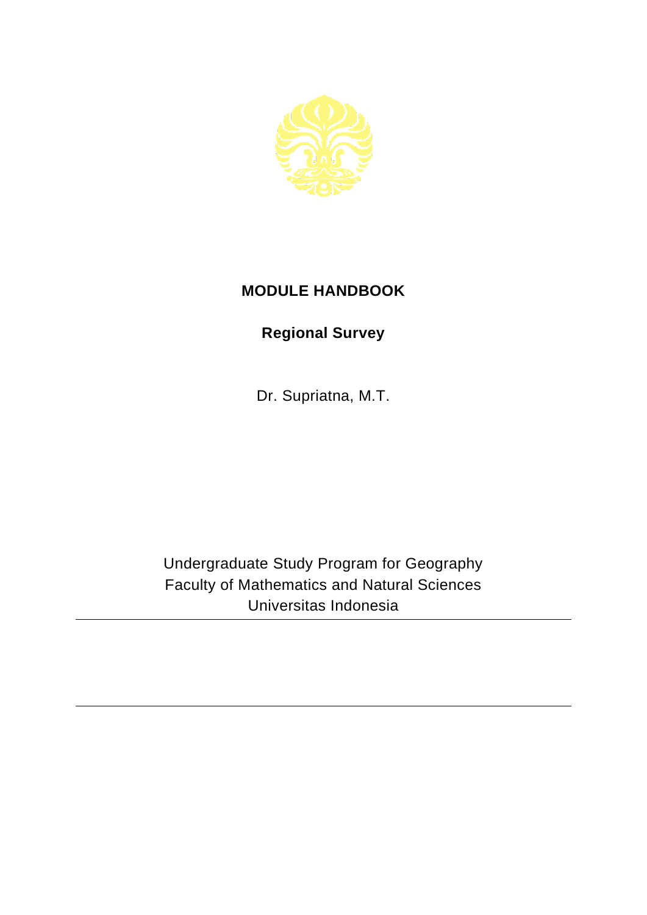# MODULE HANDBOOK

## Regional Survey

Dr. Supriatna, M.T.

Undergraduate Study Program for Geography
Faculty of Mathematics and Natural Sciences
Universitas Indonesia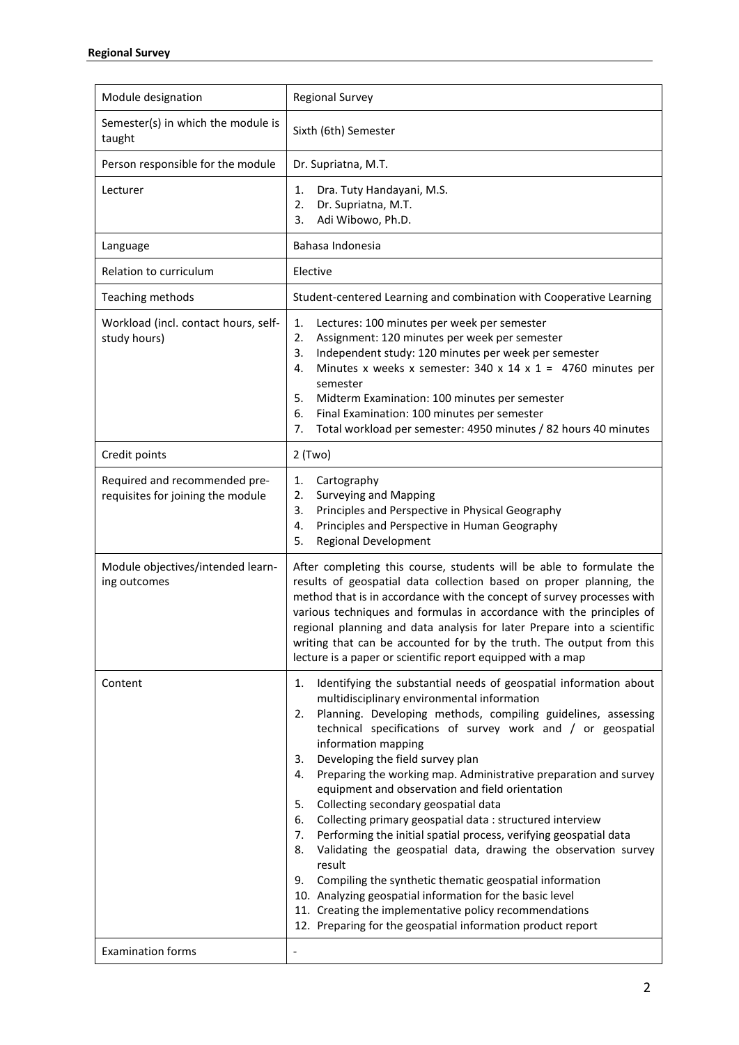**Regional Survey**

| Module designation | Regional Survey |
|---|---|
| Semester(s) in which the module is taught | Sixth (6th) Semester |
| Person responsible for the module | Dr. Supriatna, M.T. |
| Lecturer | 1. Dra. Tuty Handayani, M.S.<br>2. Dr. Supriatna, M.T.<br>3. Adi Wibowo, Ph.D. |
| Language | Bahasa Indonesia |
| Relation to curriculum | Elective |
| Teaching methods | Student-centered Learning and combination with Cooperative Learning |
| Workload (incl. contact hours, self-study hours) | 1. Lectures: 100 minutes per week per semester<br>2. Assignment: 120 minutes per week per semester<br>3. Independent study: 120 minutes per week per semester<br>4. Minutes x weeks x semester: 340 x 14 x 1 = 4760 minutes per semester<br>5. Midterm Examination: 100 minutes per semester<br>6. Final Examination: 100 minutes per semester<br>7. Total workload per semester: 4950 minutes / 82 hours 40 minutes |
| Credit points | 2 (Two) |
| Required and recommended pre-requisites for joining the module | 1. Cartography<br>2. Surveying and Mapping<br>3. Principles and Perspective in Physical Geography<br>4. Principles and Perspective in Human Geography<br>5. Regional Development |
| Module objectives/intended learning outcomes | After completing this course, students will be able to formulate the results of geospatial data collection based on proper planning, the method that is in accordance with the concept of survey processes with various techniques and formulas in accordance with the principles of regional planning and data analysis for later Prepare into a scientific writing that can be accounted for by the truth. The output from this lecture is a paper or scientific report equipped with a map |
| Content | 1. Identifying the substantial needs of geospatial information about multidisciplinary environmental information<br>2. Planning. Developing methods, compiling guidelines, assessing technical specifications of survey work and / or geospatial information mapping<br>3. Developing the field survey plan<br>4. Preparing the working map. Administrative preparation and survey equipment and observation and field orientation<br>5. Collecting secondary geospatial data<br>6. Collecting primary geospatial data : structured interview<br>7. Performing the initial spatial process, verifying geospatial data<br>8. Validating the geospatial data, drawing the observation survey result<br>9. Compiling the synthetic thematic geospatial information<br>10. Analyzing geospatial information for the basic level<br>11. Creating the implementative policy recommendations<br>12. Preparing for the geospatial information product report |
| Examination forms | - |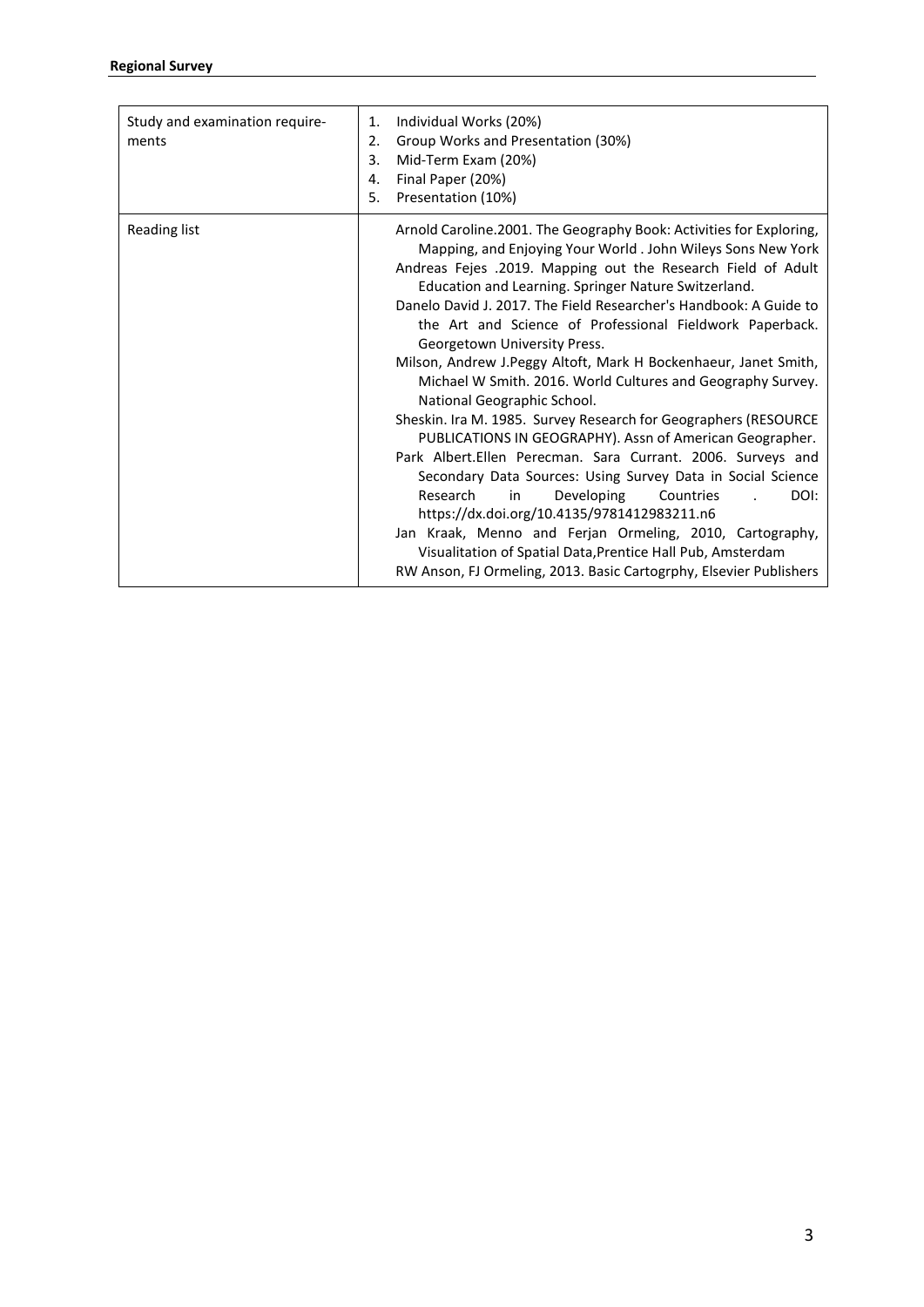| | |
|---|---|
| Study and examination requirements | 1. Individual Works (20%)<br>2. Group Works and Presentation (30%)<br>3. Mid-Term Exam (20%)<br>4. Final Paper (20%)<br>5. Presentation (10%) |
| Reading list | Arnold Caroline.2001. The Geography Book: Activities for Exploring, Mapping, and Enjoying Your World . John Wileys Sons New York<br>Andreas Fejes .2019. Mapping out the Research Field of Adult Education and Learning. Springer Nature Switzerland.<br>Danelo David J. 2017. The Field Researcher's Handbook: A Guide to the Art and Science of Professional Fieldwork Paperback. Georgetown University Press.<br>Milson, Andrew J.Peggy Altoft, Mark H Bockenhaeur, Janet Smith, Michael W Smith. 2016. World Cultures and Geography Survey. National Geographic School.<br>Sheskin. Ira M. 1985. Survey Research for Geographers (RESOURCE PUBLICATIONS IN GEOGRAPHY). Assn of American Geographer.<br>Park Albert.Ellen Perecman. Sara Currant. 2006. Surveys and Secondary Data Sources: Using Survey Data in Social Science Research in Developing Countries . DOI: https://dx.doi.org/10.4135/9781412983211.n6<br>Jan Kraak, Menno and Ferjan Ormeling, 2010, Cartography, Visualitation of Spatial Data,Prentice Hall Pub, Amsterdam<br>RW Anson, FJ Ormeling, 2013. Basic Cartogrphy, Elsevier Publishers |